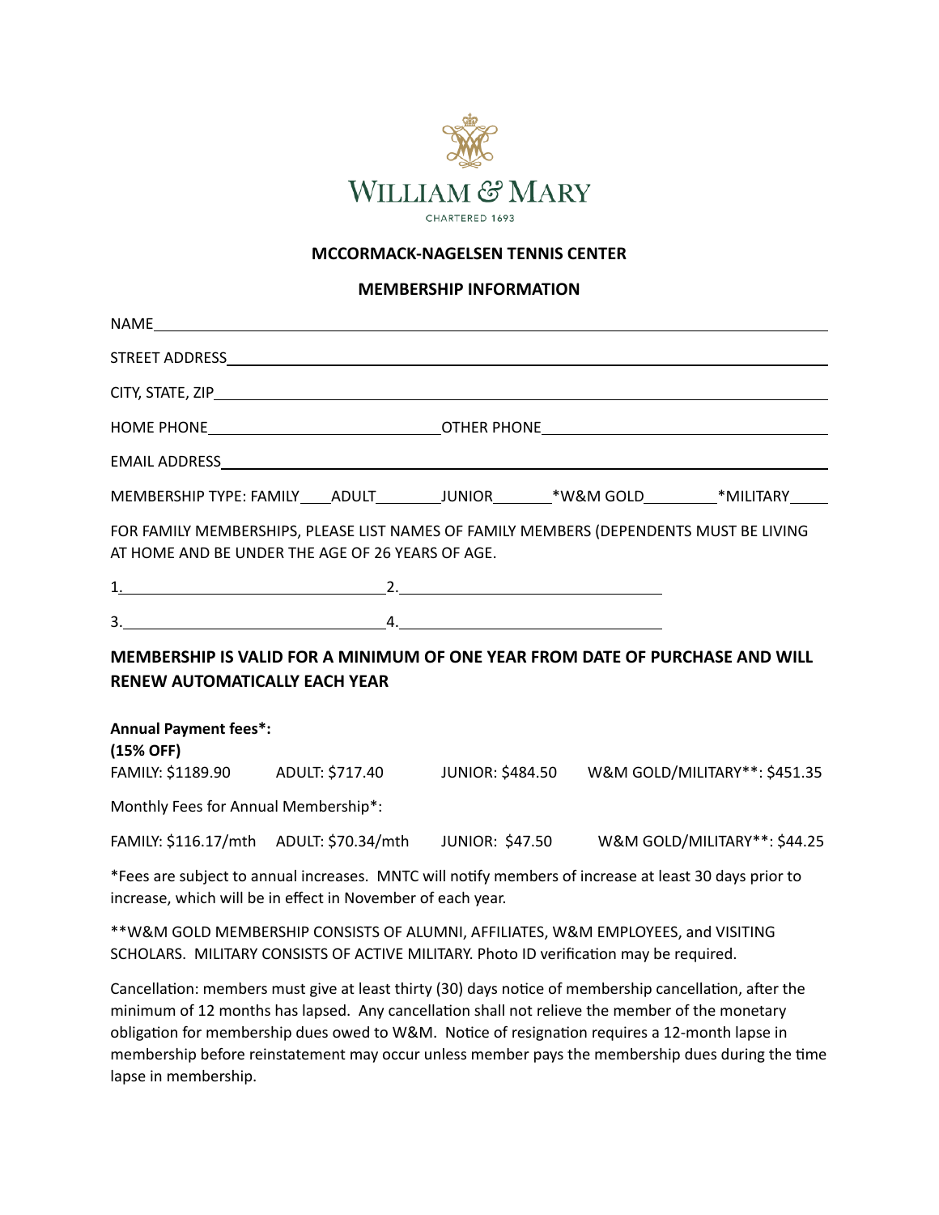WILLIAM & MARY

CHARTERED 1693

**MCCORMACK-NAGELSEN TENNIS CENTER**

**MEMBERSHIP INFORMATION**

NAME\_\_\_\_\_\_\_\_\_\_\_\_\_\_\_\_\_\_\_\_\_\_\_\_\_\_\_\_\_\_\_\_\_\_\_\_\_\_\_\_\_\_\_\_\_\_\_\_\_\_\_\_

STREET ADDRESS\_\_\_\_\_\_\_\_\_\_\_\_\_\_\_\_\_\_\_\_\_\_\_\_\_\_\_\_\_\_\_\_\_\_\_\_\_\_\_\_\_\_\_\_\_\_

CITY, STATE, ZIP\_\_\_\_\_\_\_\_\_\_\_\_\_\_\_\_\_\_\_\_\_\_\_\_\_\_\_\_\_\_\_\_\_\_\_\_\_\_\_\_\_\_\_\_\_

HOME PHONE\_\_\_\_\_\_\_\_\_\_\_\_\_\_\_\_\_\_\_\_\_\_ OTHER PHONE\_\_\_\_\_\_\_\_\_\_\_\_\_\_\_\_\_\_\_\_\_\_

EMAIL ADDRESS\_\_\_\_\_\_\_\_\_\_\_\_\_\_\_\_\_\_\_\_\_\_\_\_\_\_\_\_\_\_\_\_\_\_\_\_\_\_\_\_\_\_\_\_\_\_\_

MEMBERSHIP TYPE: FAMILY\_\_\_\_ADULT\_\_\_\_\_\_\_\_JUNIOR\_\_\_\_\_\_\_\*W&M GOLD\_\_\_\_\_\_\_\_\*MILITARY\_\_\_\_

FOR FAMILY MEMBERSHIPS, PLEASE LIST NAMES OF FAMILY MEMBERS (DEPENDENTS MUST BE LIVING AT HOME AND BE UNDER THE AGE OF 26 YEARS OF AGE.

1.\_\_\_\_\_\_\_\_\_\_\_\_\_\_\_\_\_\_\_\_\_\_\_\_ 2.\_\_\_\_\_\_\_\_\_\_\_\_\_\_\_\_\_\_\_\_\_\_\_\_

3.\_\_\_\_\_\_\_\_\_\_\_\_\_\_\_\_\_\_\_\_\_\_\_\_ 4.\_\_\_\_\_\_\_\_\_\_\_\_\_\_\_\_\_\_\_\_\_\_\_\_

**MEMBERSHIP IS VALID FOR A MINIMUM OF ONE YEAR FROM DATE OF PURCHASE AND WILL RENEW AUTOMATICALLY EACH YEAR**

**Annual Payment fees\*:**
**(15% OFF)**

FAMILY: $1189.90 ADULT: $717.40 JUNIOR: $484.50 W&M GOLD/MILITARY\*\*: $451.35

Monthly Fees for Annual Membership\*:

FAMILY: $116.17/mth ADULT: $70.34/mth JUNIOR: $47.50 W&M GOLD/MILITARY\*\*: $44.25

\*Fees are subject to annual increases. MNTC will notify members of increase at least 30 days prior to increase, which will be in effect in November of each year.

\*\*W&M GOLD MEMBERSHIP CONSISTS OF ALUMNI, AFFILIATES, W&M EMPLOYEES, and VISITING SCHOLARS. MILITARY CONSISTS OF ACTIVE MILITARY. Photo ID verification may be required.

Cancellation: members must give at least thirty (30) days notice of membership cancellation, after the minimum of 12 months has lapsed. Any cancellation shall not relieve the member of the monetary obligation for membership dues owed to W&M. Notice of resignation requires a 12-month lapse in membership before reinstatement may occur unless member pays the membership dues during the time lapse in membership.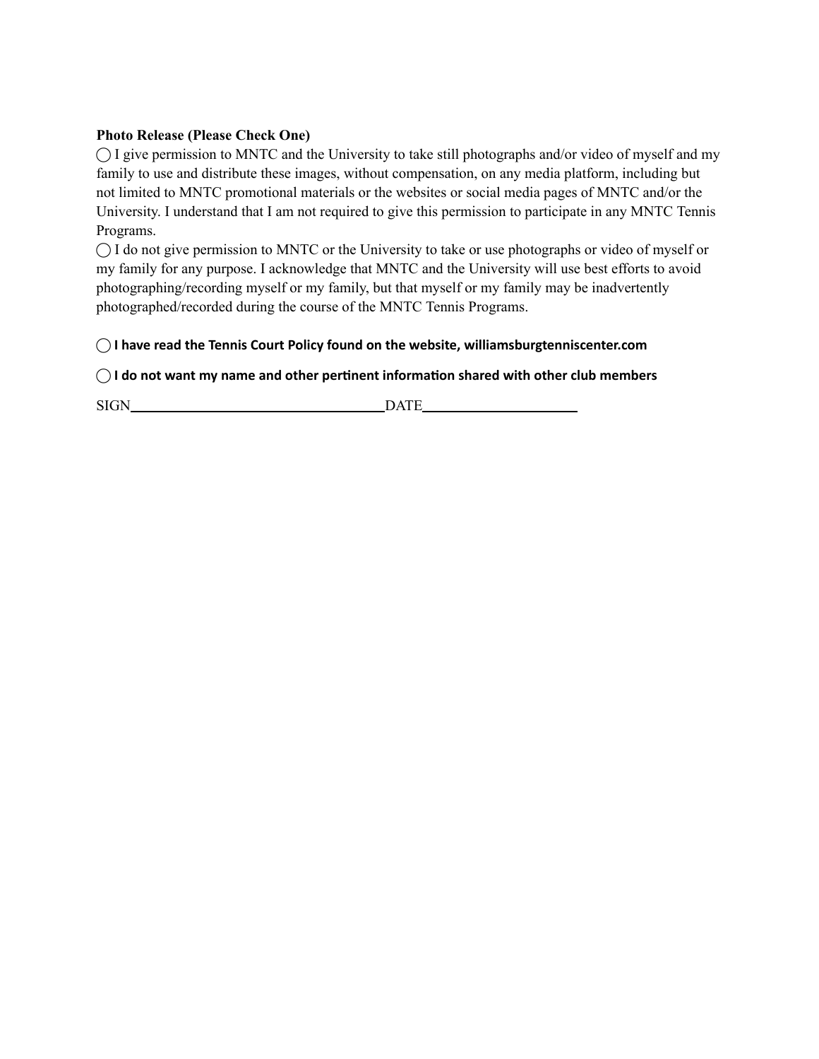**Photo Release (Please Check One)**

◯ I give permission to MNTC and the University to take still photographs and/or video of myself and my family to use and distribute these images, without compensation, on any media platform, including but not limited to MNTC promotional materials or the websites or social media pages of MNTC and/or the University. I understand that I am not required to give this permission to participate in any MNTC Tennis Programs.

◯ I do not give permission to MNTC or the University to take or use photographs or video of myself or my family for any purpose. I acknowledge that MNTC and the University will use best efforts to avoid photographing/recording myself or my family, but that myself or my family may be inadvertently photographed/recorded during the course of the MNTC Tennis Programs.

◯ **I have read the Tennis Court Policy found on the website, williamsburgtenniscenter.com**

◯ **I do not want my name and other pertinent information shared with other club members**

SIGN____________________________________DATE______________________